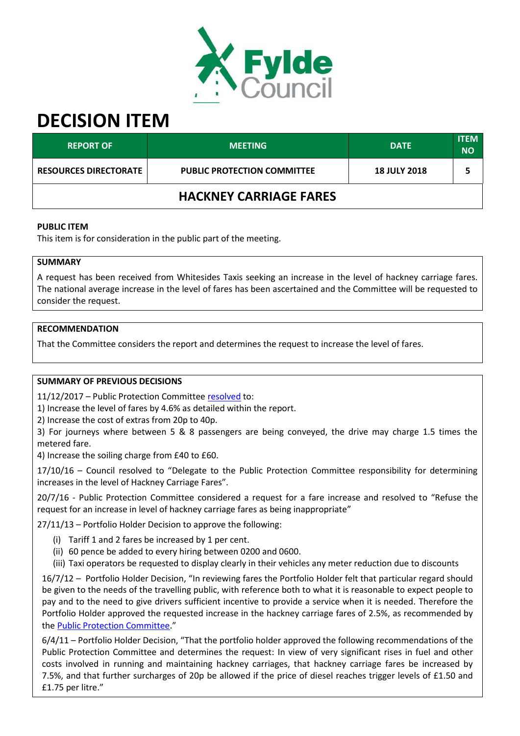# DECISION ITEM

| REPORT OF | MEETING | DATE | ITEM NO |
|---|---|---|---|
| RESOURCES DIRECTORATE | PUBLIC PROTECTION COMMITTEE | 18 JULY 2018 | 5 |

## HACKNEY CARRIAGE FARES

**PUBLIC ITEM**

This item is for consideration in the public part of the meeting.

**SUMMARY**

A request has been received from Whitesides Taxis seeking an increase in the level of hackney carriage fares. The national average increase in the level of fares has been ascertained and the Committee will be requested to consider the request.

**RECOMMENDATION**

That the Committee considers the report and determines the request to increase the level of fares.

**SUMMARY OF PREVIOUS DECISIONS**

11/12/2017 – Public Protection Committee resolved to:

1) Increase the level of fares by 4.6% as detailed within the report.
2) Increase the cost of extras from 20p to 40p.
3) For journeys where between 5 & 8 passengers are being conveyed, the drive may charge 1.5 times the metered fare.
4) Increase the soiling charge from £40 to £60.

17/10/16 – Council resolved to "Delegate to the Public Protection Committee responsibility for determining increases in the level of Hackney Carriage Fares".

20/7/16 - Public Protection Committee considered a request for a fare increase and resolved to "Refuse the request for an increase in level of hackney carriage fares as being inappropriate"

27/11/13 – Portfolio Holder Decision to approve the following:

(i) Tariff 1 and 2 fares be increased by 1 per cent.
(ii) 60 pence be added to every hiring between 0200 and 0600.
(iii) Taxi operators be requested to display clearly in their vehicles any meter reduction due to discounts

16/7/12 – Portfolio Holder Decision, "In reviewing fares the Portfolio Holder felt that particular regard should be given to the needs of the travelling public, with reference both to what it is reasonable to expect people to pay and to the need to give drivers sufficient incentive to provide a service when it is needed. Therefore the Portfolio Holder approved the requested increase in the hackney carriage fares of 2.5%, as recommended by the Public Protection Committee."

6/4/11 – Portfolio Holder Decision, "That the portfolio holder approved the following recommendations of the Public Protection Committee and determines the request: In view of very significant rises in fuel and other costs involved in running and maintaining hackney carriages, that hackney carriage fares be increased by 7.5%, and that further surcharges of 20p be allowed if the price of diesel reaches trigger levels of £1.50 and £1.75 per litre."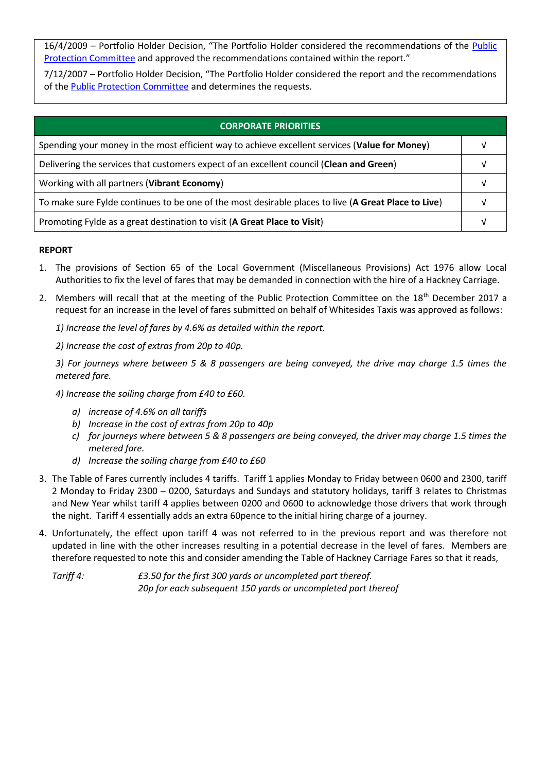16/4/2009 – Portfolio Holder Decision, "The Portfolio Holder considered the recommendations of the Public Protection Committee and approved the recommendations contained within the report."

7/12/2007 – Portfolio Holder Decision, "The Portfolio Holder considered the report and the recommendations of the Public Protection Committee and determines the requests.

| CORPORATE PRIORITIES | |
|---|---|
| Spending your money in the most efficient way to achieve excellent services (**Value for Money**) | √ |
| Delivering the services that customers expect of an excellent council (**Clean and Green**) | √ |
| Working with all partners (**Vibrant Economy**) | √ |
| To make sure Fylde continues to be one of the most desirable places to live (**A Great Place to Live**) | √ |
| Promoting Fylde as a great destination to visit (**A Great Place to Visit**) | √ |

**REPORT**

1. The provisions of Section 65 of the Local Government (Miscellaneous Provisions) Act 1976 allow Local Authorities to fix the level of fares that may be demanded in connection with the hire of a Hackney Carriage.
2. Members will recall that at the meeting of the Public Protection Committee on the 18th December 2017 a request for an increase in the level of fares submitted on behalf of Whitesides Taxis was approved as follows:

   *1) Increase the level of fares by 4.6% as detailed within the report.*

   *2) Increase the cost of extras from 20p to 40p.*

   *3) For journeys where between 5 & 8 passengers are being conveyed, the drive may charge 1.5 times the metered fare.*

   *4) Increase the soiling charge from £40 to £60.*

   a) *increase of 4.6% on all tariffs*
   b) *Increase in the cost of extras from 20p to 40p*
   c) *for journeys where between 5 & 8 passengers are being conveyed, the driver may charge 1.5 times the metered fare.*
   d) *Increase the soiling charge from £40 to £60*
3. The Table of Fares currently includes 4 tariffs. Tariff 1 applies Monday to Friday between 0600 and 2300, tariff 2 Monday to Friday 2300 – 0200, Saturdays and Sundays and statutory holidays, tariff 3 relates to Christmas and New Year whilst tariff 4 applies between 0200 and 0600 to acknowledge those drivers that work through the night. Tariff 4 essentially adds an extra 60pence to the initial hiring charge of a journey.
4. Unfortunately, the effect upon tariff 4 was not referred to in the previous report and was therefore not updated in line with the other increases resulting in a potential decrease in the level of fares. Members are therefore requested to note this and consider amending the Table of Hackney Carriage Fares so that it reads,

   *Tariff 4:* *£3.50 for the first 300 yards or uncompleted part thereof.*
   *20p for each subsequent 150 yards or uncompleted part thereof*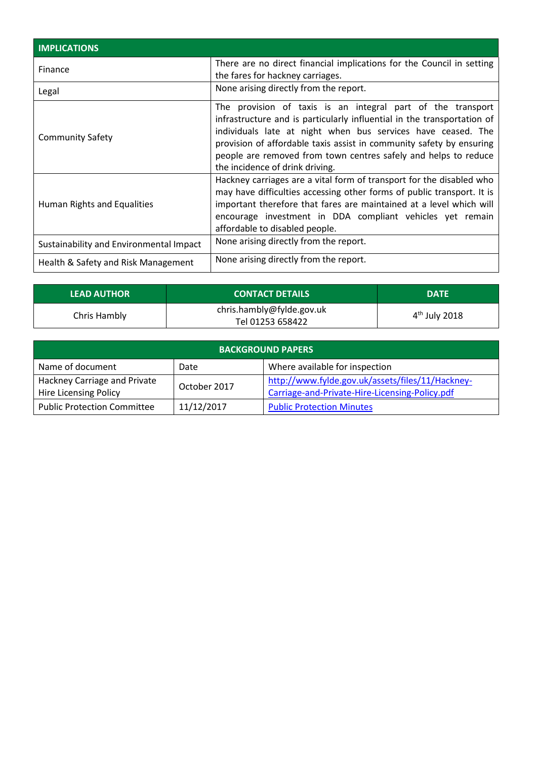| IMPLICATIONS | |
|---|---|
| Finance | There are no direct financial implications for the Council in setting the fares for hackney carriages. |
| Legal | None arising directly from the report. |
| Community Safety | The provision of taxis is an integral part of the transport infrastructure and is particularly influential in the transportation of individuals late at night when bus services have ceased. The provision of affordable taxis assist in community safety by ensuring people are removed from town centres safely and helps to reduce the incidence of drink driving. |
| Human Rights and Equalities | Hackney carriages are a vital form of transport for the disabled who may have difficulties accessing other forms of public transport. It is important therefore that fares are maintained at a level which will encourage investment in DDA compliant vehicles yet remain affordable to disabled people. |
| Sustainability and Environmental Impact | None arising directly from the report. |
| Health & Safety and Risk Management | None arising directly from the report. |

| LEAD AUTHOR | CONTACT DETAILS | DATE |
|---|---|---|
| Chris Hambly | chris.hambly@fylde.gov.uk<br>Tel 01253 658422 | 4th July 2018 |

| BACKGROUND PAPERS | | |
|---|---|---|
| Name of document | Date | Where available for inspection |
| Hackney Carriage and Private Hire Licensing Policy | October 2017 | http://www.fylde.gov.uk/assets/files/11/Hackney-Carriage-and-Private-Hire-Licensing-Policy.pdf |
| Public Protection Committee | 11/12/2017 | Public Protection Minutes |